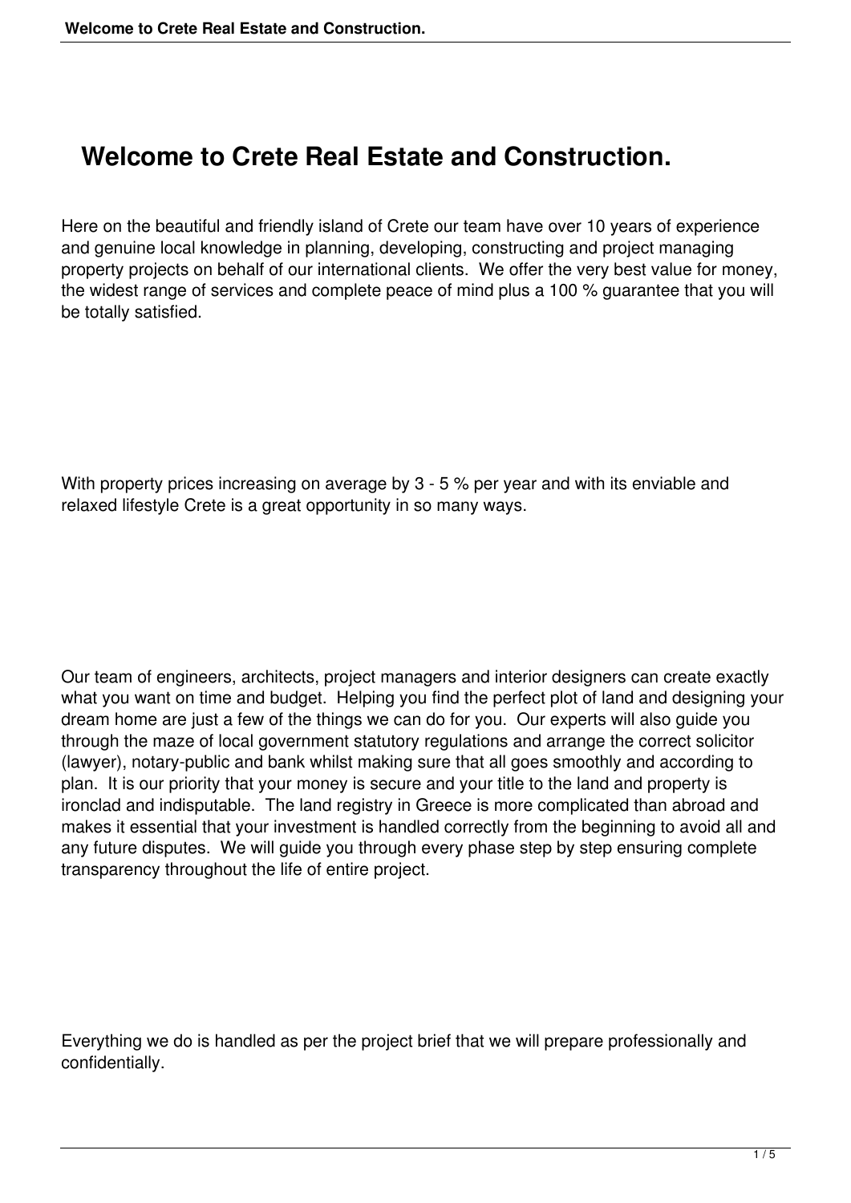# Welcome to Crete Real Estate and Construction.

Here on the beautiful and friendly island of Crete our team have over 10 years of experience and genuine local knowledge in planning, developing, constructing and project managing property projects on behalf of our international clients. We offer the very best value for money, the widest range of services and complete peace of mind plus a 100 % guarantee that you will be totally satisfied.

With property prices increasing on average by 3 - 5 % per year and with its enviable and relaxed lifestyle Crete is a great opportunity in so many ways.

Our team of engineers, architects, project managers and interior designers can create exactly what you want on time and budget. Helping you find the perfect plot of land and designing your dream home are just a few of the things we can do for you. Our experts will also guide you through the maze of local government statutory regulations and arrange the correct solicitor (lawyer), notary-public and bank whilst making sure that all goes smoothly and according to plan. It is our priority that your money is secure and your title to the land and property is ironclad and indisputable. The land registry in Greece is more complicated than abroad and makes it essential that your investment is handled correctly from the beginning to avoid all and any future disputes. We will guide you through every phase step by step ensuring complete transparency throughout the life of entire project.

Everything we do is handled as per the project brief that we will prepare professionally and confidentially.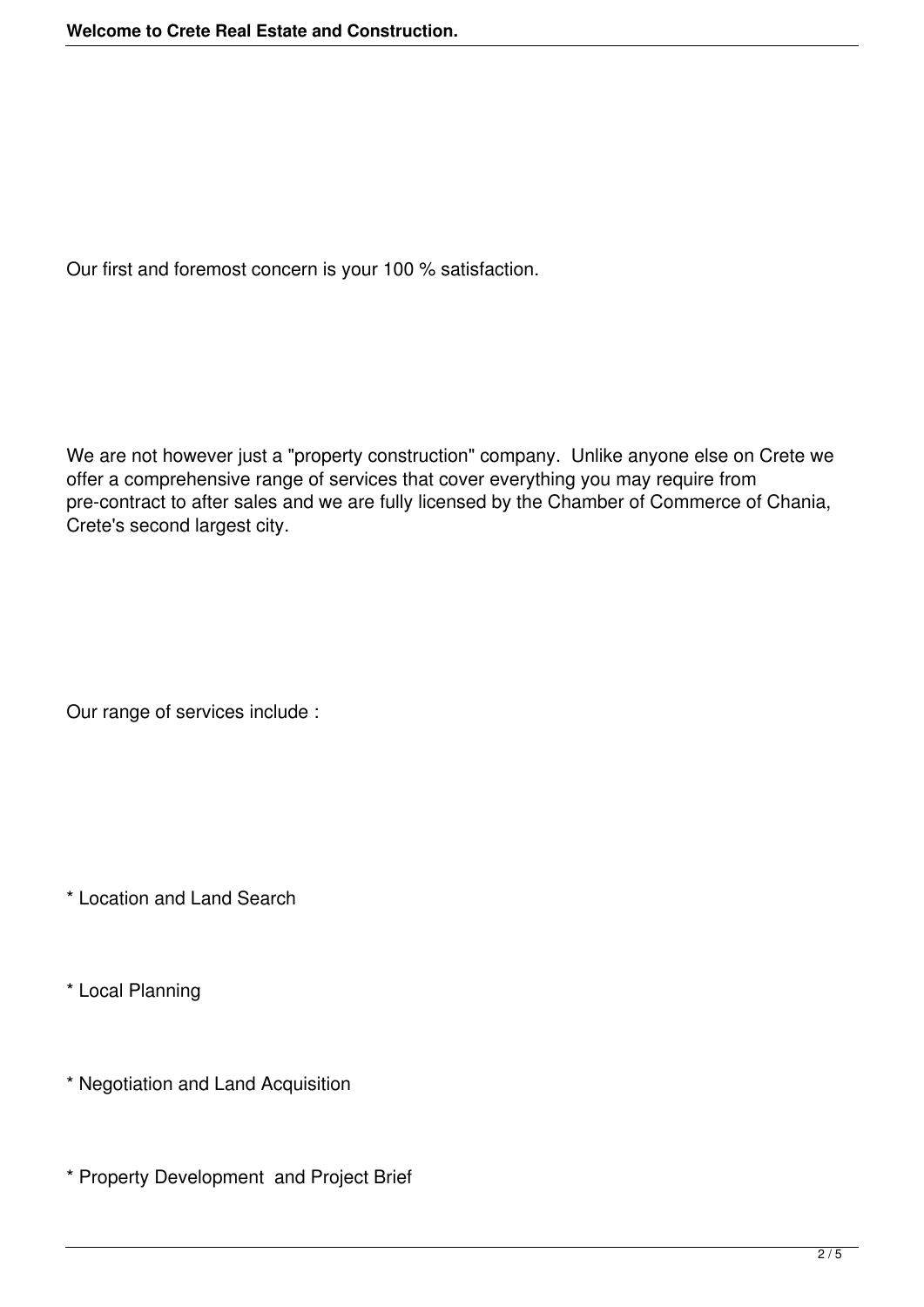Our first and foremost concern is your 100 % satisfaction.

We are not however just a "property construction" company. Unlike anyone else on Crete we offer a comprehensive range of services that cover everything you may require from pre-contract to after sales and we are fully licensed by the Chamber of Commerce of Chania, Crete's second largest city.

Our range of services include :

* Location and Land Search

* Local Planning

* Negotiation and Land Acquisition

* Property Development and Project Brief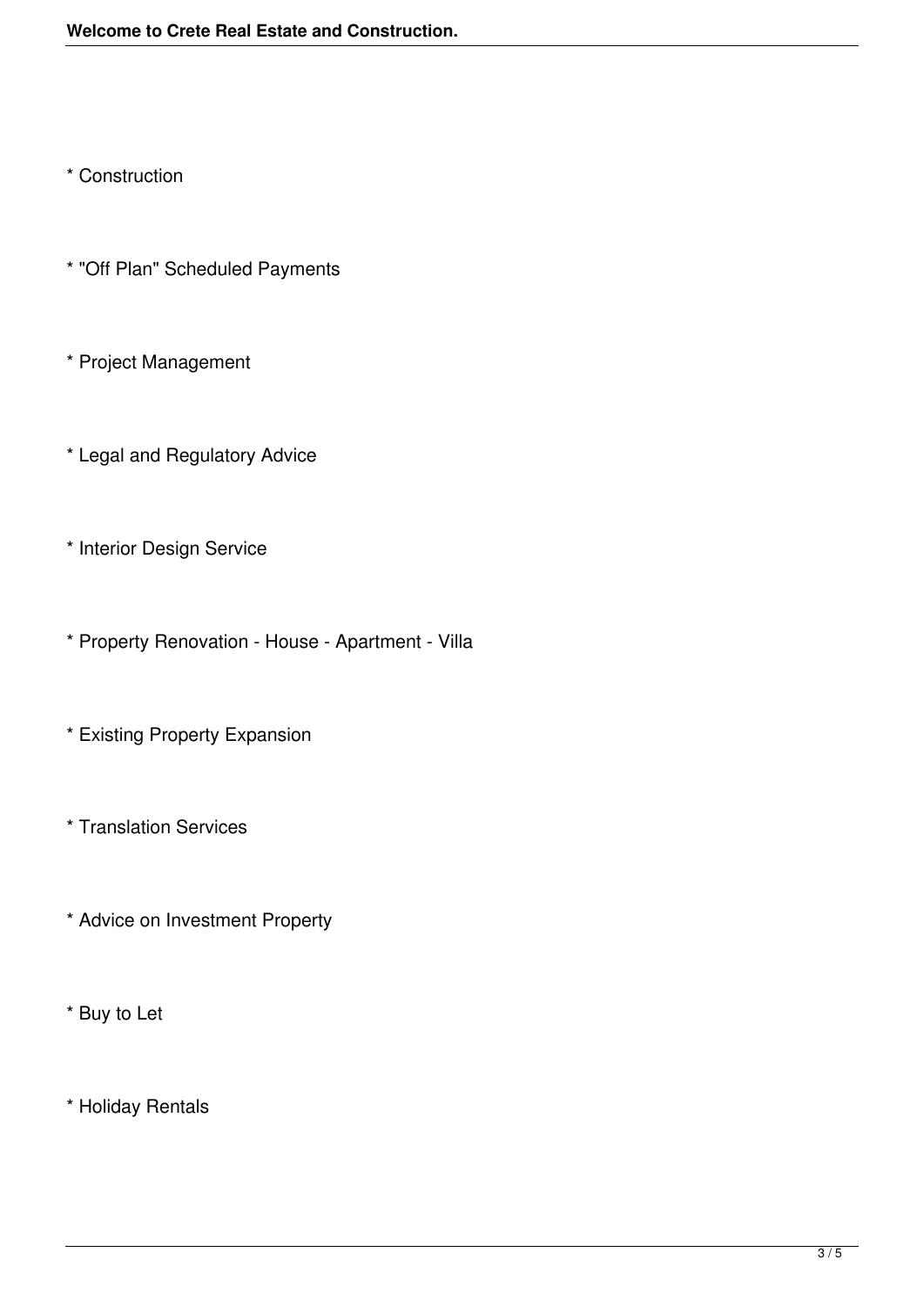* Construction

* "Off Plan" Scheduled Payments

* Project Management

* Legal and Regulatory Advice

* Interior Design Service

* Property Renovation - House - Apartment - Villa

* Existing Property Expansion

* Translation Services

* Advice on Investment Property

* Buy to Let

* Holiday Rentals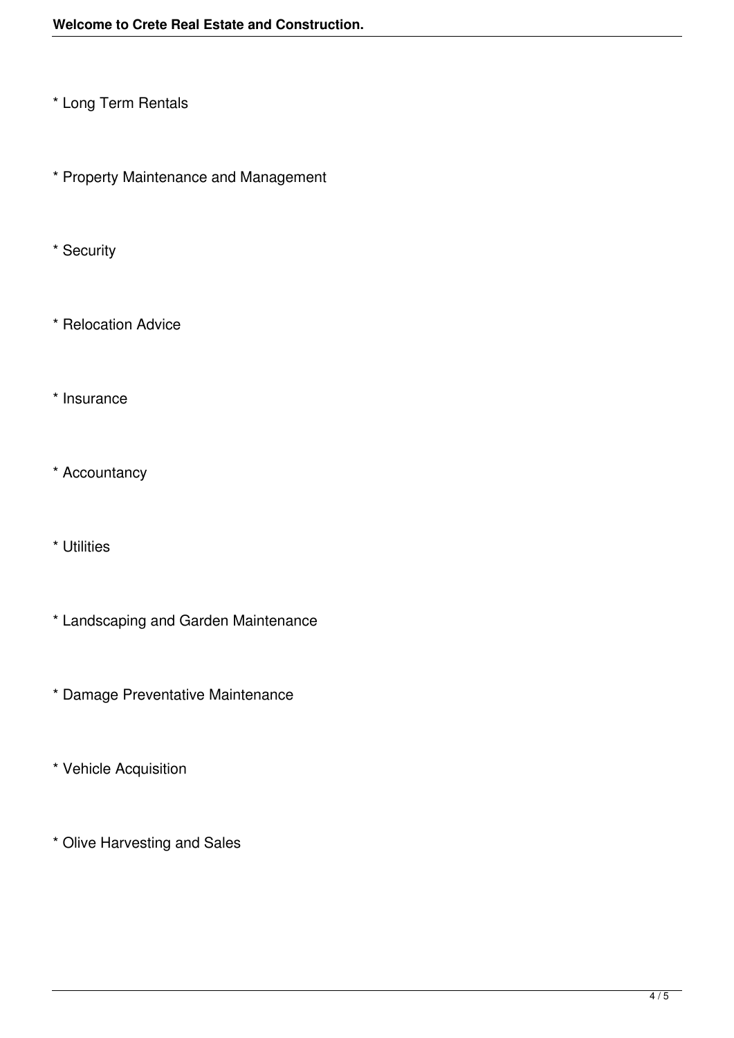* Long Term Rentals

* Property Maintenance and Management

* Security

* Relocation Advice

* Insurance

* Accountancy

* Utilities

* Landscaping and Garden Maintenance

* Damage Preventative Maintenance

* Vehicle Acquisition

* Olive Harvesting and Sales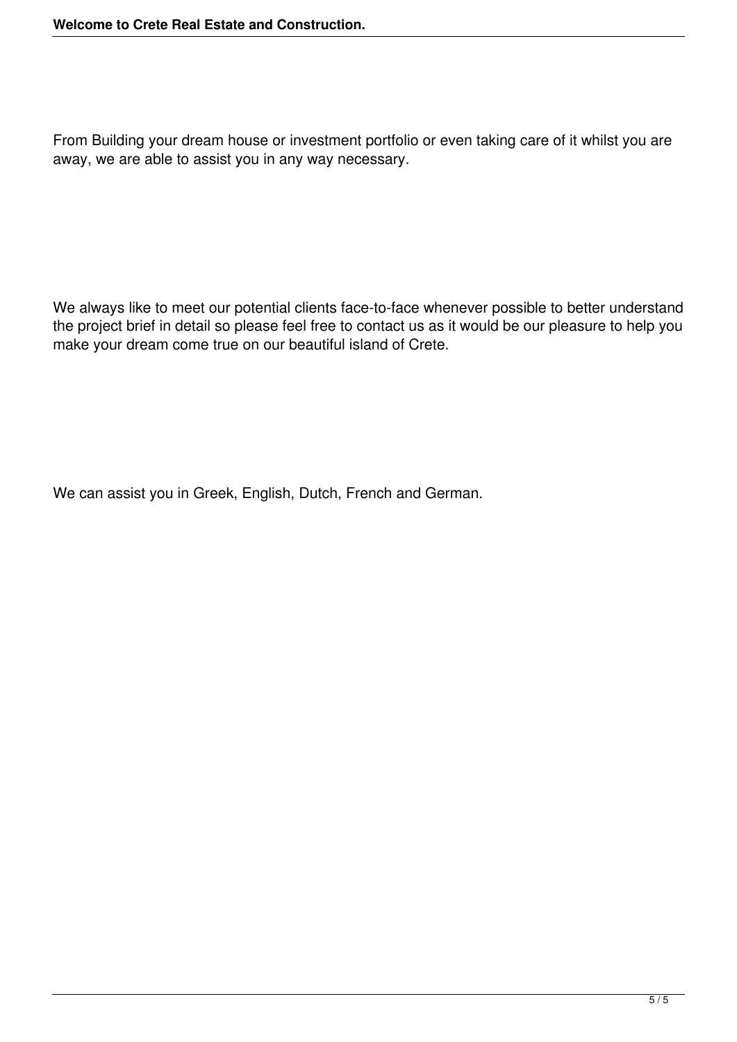From Building your dream house or investment portfolio or even taking care of it whilst you are away, we are able to assist you in any way necessary.

We always like to meet our potential clients face-to-face whenever possible to better understand the project brief in detail so please feel free to contact us as it would be our pleasure to help you make your dream come true on our beautiful island of Crete.

We can assist you in Greek, English, Dutch, French and German.